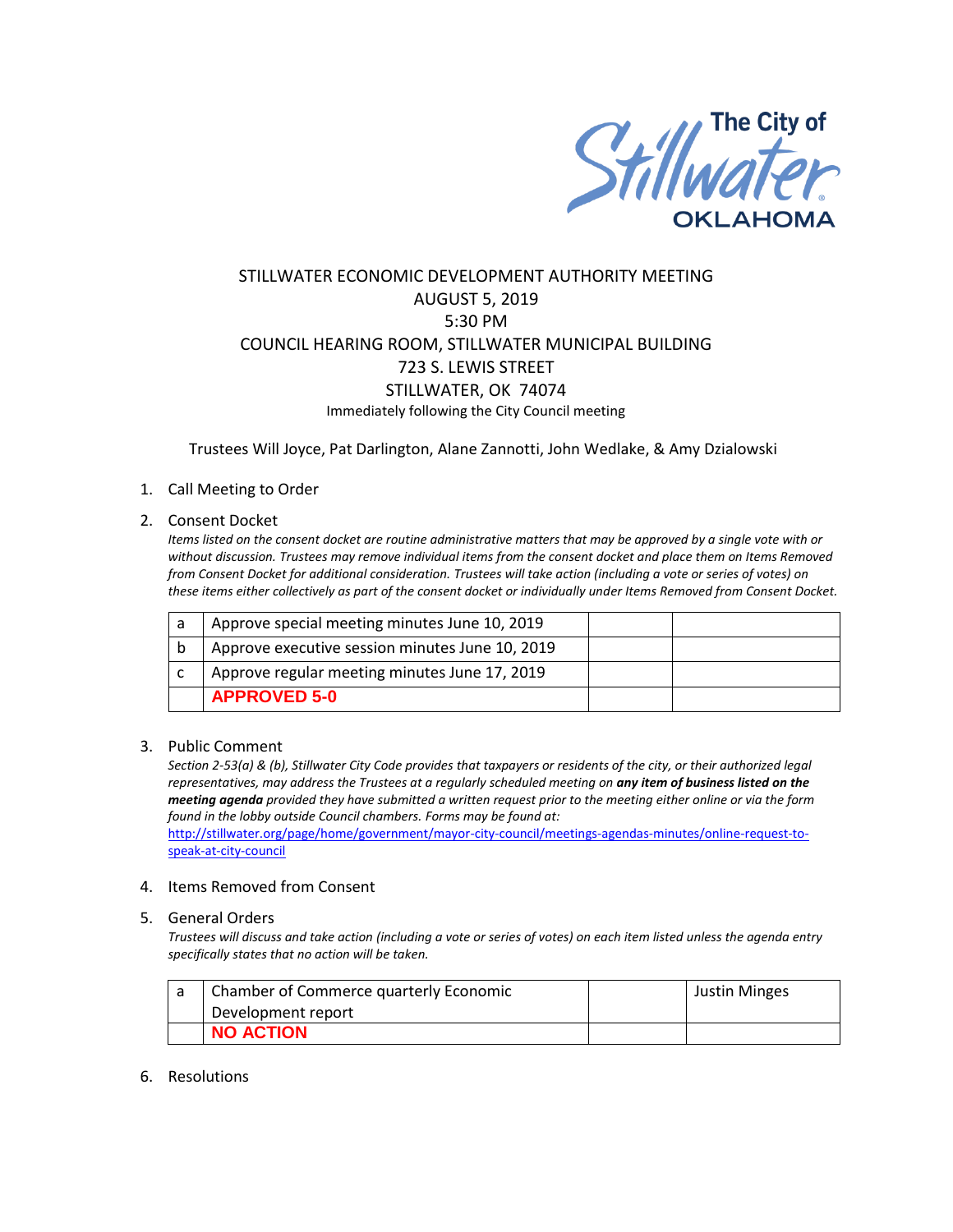The City of Stillwater OKLAHOMA

STILLWATER ECONOMIC DEVELOPMENT AUTHORITY MEETING
AUGUST 5, 2019
5:30 PM
COUNCIL HEARING ROOM, STILLWATER MUNICIPAL BUILDING
723 S. LEWIS STREET
STILLWATER, OK 74074
Immediately following the City Council meeting

Trustees Will Joyce, Pat Darlington, Alane Zannotti, John Wedlake, & Amy Dzialowski

1. Call Meeting to Order

2. Consent Docket

   *Items listed on the consent docket are routine administrative matters that may be approved by a single vote with or without discussion. Trustees may remove individual items from the consent docket and place them on Items Removed from Consent Docket for additional consideration. Trustees will take action (including a vote or series of votes) on these items either collectively as part of the consent docket or individually under Items Removed from Consent Docket.*

| | | | |
|---|---|---|---|
| a | Approve special meeting minutes June 10, 2019 | | |
| b | Approve executive session minutes June 10, 2019 | | |
| c | Approve regular meeting minutes June 17, 2019 | | |
| | **APPROVED 5-0** | | |

3. Public Comment

   *Section 2-53(a) & (b), Stillwater City Code provides that taxpayers or residents of the city, or their authorized legal representatives, may address the Trustees at a regularly scheduled meeting on* ***any item of business listed on the meeting agenda*** *provided they have submitted a written request prior to the meeting either online or via the form found in the lobby outside Council chambers. Forms may be found at:*
   http://stillwater.org/page/home/government/mayor-city-council/meetings-agendas-minutes/online-request-to-speak-at-city-council

4. Items Removed from Consent

5. General Orders

   *Trustees will discuss and take action (including a vote or series of votes) on each item listed unless the agenda entry specifically states that no action will be taken.*

| | | | |
|---|---|---|---|
| a | Chamber of Commerce quarterly Economic Development report | | Justin Minges |
| | **NO ACTION** | | |

6. Resolutions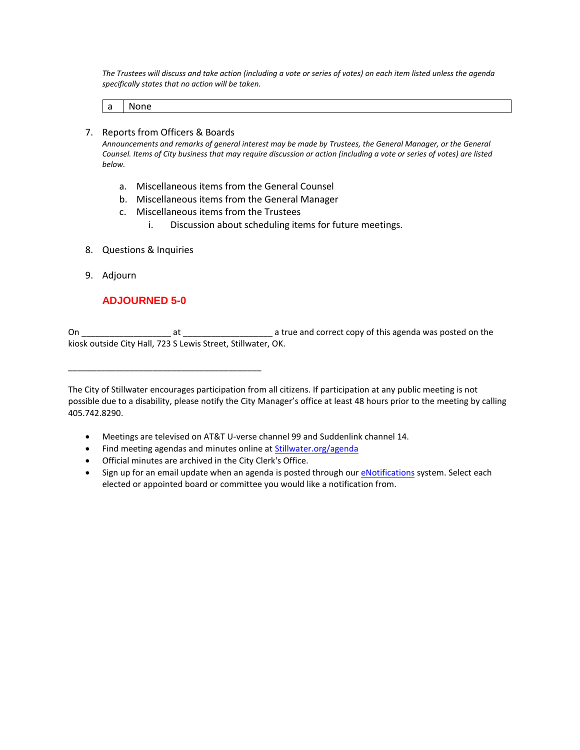*The Trustees will discuss and take action (including a vote or series of votes) on each item listed unless the agenda specifically states that no action will be taken.*

| | |
|---|---|
| a | None |

7. Reports from Officers & Boards

   *Announcements and remarks of general interest may be made by Trustees, the General Manager, or the General Counsel. Items of City business that may require discussion or action (including a vote or series of votes) are listed below.*

   a. Miscellaneous items from the General Counsel
   b. Miscellaneous items from the General Manager
   c. Miscellaneous items from the Trustees
      i. Discussion about scheduling items for future meetings.

8. Questions & Inquiries

9. Adjourn

   **ADJOURNED 5-0**

On ___________________ at ___________________ a true and correct copy of this agenda was posted on the kiosk outside City Hall, 723 S Lewis Street, Stillwater, OK.

_________________________________________

The City of Stillwater encourages participation from all citizens. If participation at any public meeting is not possible due to a disability, please notify the City Manager's office at least 48 hours prior to the meeting by calling 405.742.8290.

- Meetings are televised on AT&T U-verse channel 99 and Suddenlink channel 14.
- Find meeting agendas and minutes online at Stillwater.org/agenda
- Official minutes are archived in the City Clerk's Office.
- Sign up for an email update when an agenda is posted through our eNotifications system. Select each elected or appointed board or committee you would like a notification from.